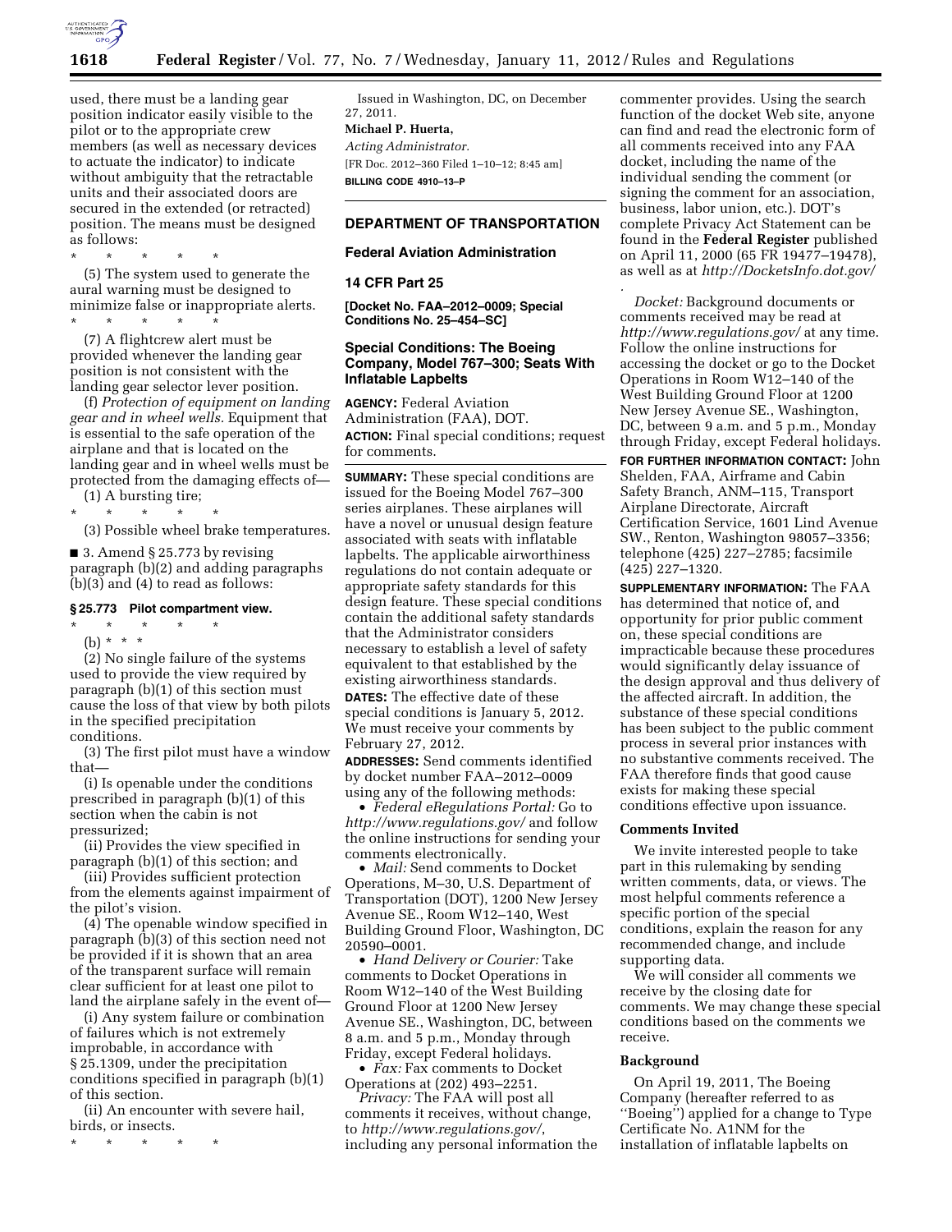used, there must be a landing gear position indicator easily visible to the pilot or to the appropriate crew members (as well as necessary devices to actuate the indicator) to indicate without ambiguity that the retractable units and their associated doors are secured in the extended (or retracted) position. The means must be designed as follows:

\* \* \* \* \*

(5) The system used to generate the aural warning must be designed to minimize false or inappropriate alerts.

\* \* \* \* \*

(7) A flightcrew alert must be provided whenever the landing gear position is not consistent with the landing gear selector lever position.

(f) *Protection of equipment on landing gear and in wheel wells.* Equipment that is essential to the safe operation of the airplane and that is located on the landing gear and in wheel wells must be protected from the damaging effects of—

(1) A bursting tire;

\* \* \* \* \*

(3) Possible wheel brake temperatures.

■ 3. Amend § 25.773 by revising paragraph (b)(2) and adding paragraphs (b)(3) and (4) to read as follows:

**§ 25.773 Pilot compartment view.**

\* \* \* \* \*

(b) \* \* \*

(2) No single failure of the systems used to provide the view required by paragraph (b)(1) of this section must cause the loss of that view by both pilots in the specified precipitation conditions.

(3) The first pilot must have a window that—

(i) Is openable under the conditions prescribed in paragraph (b)(1) of this section when the cabin is not pressurized;

(ii) Provides the view specified in paragraph (b)(1) of this section; and

(iii) Provides sufficient protection from the elements against impairment of the pilot's vision.

(4) The openable window specified in paragraph (b)(3) of this section need not be provided if it is shown that an area of the transparent surface will remain clear sufficient for at least one pilot to land the airplane safely in the event of—

(i) Any system failure or combination of failures which is not extremely improbable, in accordance with § 25.1309, under the precipitation conditions specified in paragraph (b)(1) of this section.

(ii) An encounter with severe hail, birds, or insects.

\* \* \* \* \*

Issued in Washington, DC, on December 27, 2011.

**Michael P. Huerta,**

*Acting Administrator.*

[FR Doc. 2012–360 Filed 1–10–12; 8:45 am]

**BILLING CODE 4910–13–P**

---

## DEPARTMENT OF TRANSPORTATION

## Federal Aviation Administration

## 14 CFR Part 25

**[Docket No. FAA–2012–0009; Special Conditions No. 25–454–SC]**

## Special Conditions: The Boeing Company, Model 767–300; Seats With Inflatable Lapbelts

**AGENCY:** Federal Aviation Administration (FAA), DOT.

**ACTION:** Final special conditions; request for comments.

**SUMMARY:** These special conditions are issued for the Boeing Model 767–300 series airplanes. These airplanes will have a novel or unusual design feature associated with seats with inflatable lapbelts. The applicable airworthiness regulations do not contain adequate or appropriate safety standards for this design feature. These special conditions contain the additional safety standards that the Administrator considers necessary to establish a level of safety equivalent to that established by the existing airworthiness standards.

**DATES:** The effective date of these special conditions is January 5, 2012. We must receive your comments by February 27, 2012.

**ADDRESSES:** Send comments identified by docket number FAA–2012–0009 using any of the following methods:

- *Federal eRegulations Portal:* Go to *http://www.regulations.gov/* and follow the online instructions for sending your comments electronically.
- *Mail:* Send comments to Docket Operations, M–30, U.S. Department of Transportation (DOT), 1200 New Jersey Avenue SE., Room W12–140, West Building Ground Floor, Washington, DC 20590–0001.
- *Hand Delivery or Courier:* Take comments to Docket Operations in Room W12–140 of the West Building Ground Floor at 1200 New Jersey Avenue SE., Washington, DC, between 8 a.m. and 5 p.m., Monday through Friday, except Federal holidays.
- *Fax:* Fax comments to Docket Operations at (202) 493–2251.

*Privacy:* The FAA will post all comments it receives, without change, to *http://www.regulations.gov/*, including any personal information the commenter provides. Using the search function of the docket Web site, anyone can find and read the electronic form of all comments received into any FAA docket, including the name of the individual sending the comment (or signing the comment for an association, business, labor union, etc.). DOT's complete Privacy Act Statement can be found in the **Federal Register** published on April 11, 2000 (65 FR 19477–19478), as well as at *http://DocketsInfo.dot.gov/*.

*Docket:* Background documents or comments received may be read at *http://www.regulations.gov/* at any time. Follow the online instructions for accessing the docket or go to the Docket Operations in Room W12–140 of the West Building Ground Floor at 1200 New Jersey Avenue SE., Washington, DC, between 9 a.m. and 5 p.m., Monday through Friday, except Federal holidays.

**FOR FURTHER INFORMATION CONTACT:** John Shelden, FAA, Airframe and Cabin Safety Branch, ANM–115, Transport Airplane Directorate, Aircraft Certification Service, 1601 Lind Avenue SW., Renton, Washington 98057–3356; telephone (425) 227–2785; facsimile (425) 227–1320.

**SUPPLEMENTARY INFORMATION:** The FAA has determined that notice of, and opportunity for prior public comment on, these special conditions are impracticable because these procedures would significantly delay issuance of the design approval and thus delivery of the affected aircraft. In addition, the substance of these special conditions has been subject to the public comment process in several prior instances with no substantive comments received. The FAA therefore finds that good cause exists for making these special conditions effective upon issuance.

### Comments Invited

We invite interested people to take part in this rulemaking by sending written comments, data, or views. The most helpful comments reference a specific portion of the special conditions, explain the reason for any recommended change, and include supporting data.

We will consider all comments we receive by the closing date for comments. We may change these special conditions based on the comments we receive.

### Background

On April 19, 2011, The Boeing Company (hereafter referred to as ''Boeing'') applied for a change to Type Certificate No. A1NM for the installation of inflatable lapbelts on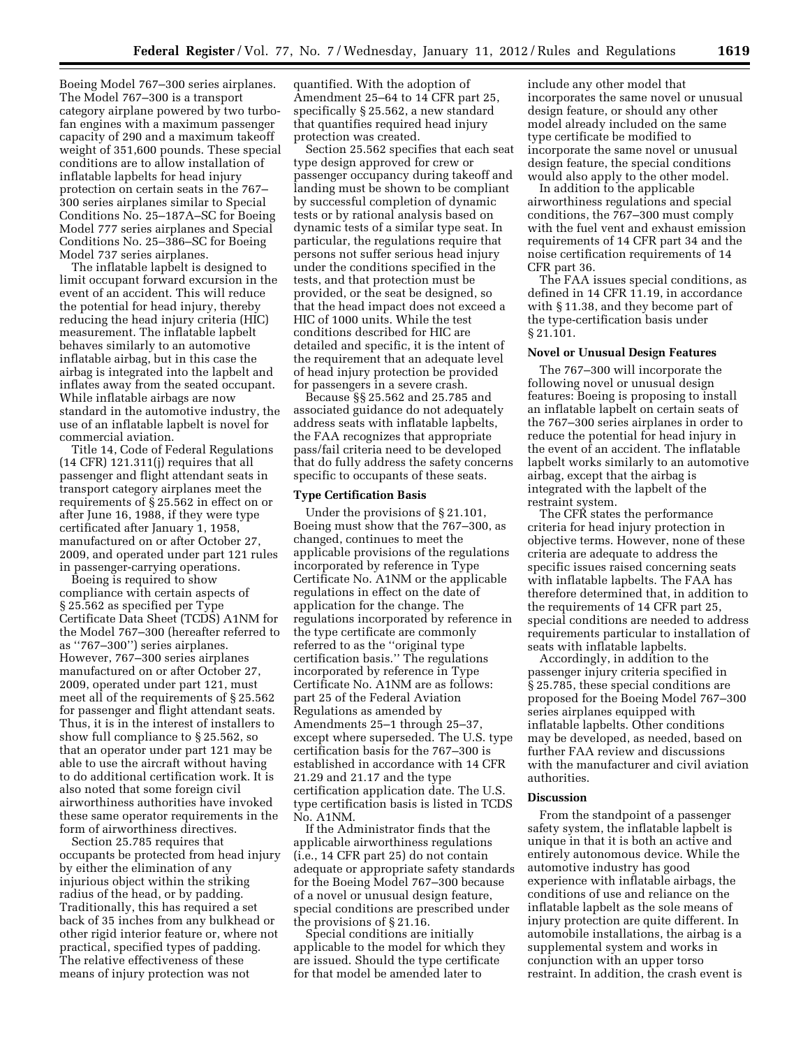Boeing Model 767–300 series airplanes. The Model 767–300 is a transport category airplane powered by two turbofan engines with a maximum passenger capacity of 290 and a maximum takeoff weight of 351,600 pounds. These special conditions are to allow installation of inflatable lapbelts for head injury protection on certain seats in the 767–300 series airplanes similar to Special Conditions No. 25–187A–SC for Boeing Model 777 series airplanes and Special Conditions No. 25–386–SC for Boeing Model 737 series airplanes.

The inflatable lapbelt is designed to limit occupant forward excursion in the event of an accident. This will reduce the potential for head injury, thereby reducing the head injury criteria (HIC) measurement. The inflatable lapbelt behaves similarly to an automotive inflatable airbag, but in this case the airbag is integrated into the lapbelt and inflates away from the seated occupant. While inflatable airbags are now standard in the automotive industry, the use of an inflatable lapbelt is novel for commercial aviation.

Title 14, Code of Federal Regulations (14 CFR) 121.311(j) requires that all passenger and flight attendant seats in transport category airplanes meet the requirements of § 25.562 in effect on or after June 16, 1988, if they were type certificated after January 1, 1958, manufactured on or after October 27, 2009, and operated under part 121 rules in passenger-carrying operations.

Boeing is required to show compliance with certain aspects of § 25.562 as specified per Type Certificate Data Sheet (TCDS) A1NM for the Model 767–300 (hereafter referred to as ''767–300'') series airplanes. However, 767–300 series airplanes manufactured on or after October 27, 2009, operated under part 121, must meet all of the requirements of § 25.562 for passenger and flight attendant seats. Thus, it is in the interest of installers to show full compliance to § 25.562, so that an operator under part 121 may be able to use the aircraft without having to do additional certification work. It is also noted that some foreign civil airworthiness authorities have invoked these same operator requirements in the form of airworthiness directives.

Section 25.785 requires that occupants be protected from head injury by either the elimination of any injurious object within the striking radius of the head, or by padding. Traditionally, this has required a set back of 35 inches from any bulkhead or other rigid interior feature or, where not practical, specified types of padding. The relative effectiveness of these means of injury protection was not quantified. With the adoption of Amendment 25–64 to 14 CFR part 25, specifically § 25.562, a new standard that quantifies required head injury protection was created.

Section 25.562 specifies that each seat type design approved for crew or passenger occupancy during takeoff and landing must be shown to be compliant by successful completion of dynamic tests or by rational analysis based on dynamic tests of a similar type seat. In particular, the regulations require that persons not suffer serious head injury under the conditions specified in the tests, and that protection must be provided, or the seat be designed, so that the head impact does not exceed a HIC of 1000 units. While the test conditions described for HIC are detailed and specific, it is the intent of the requirement that an adequate level of head injury protection be provided for passengers in a severe crash.

Because §§ 25.562 and 25.785 and associated guidance do not adequately address seats with inflatable lapbelts, the FAA recognizes that appropriate pass/fail criteria need to be developed that do fully address the safety concerns specific to occupants of these seats.

## Type Certification Basis

Under the provisions of § 21.101, Boeing must show that the 767–300, as changed, continues to meet the applicable provisions of the regulations incorporated by reference in Type Certificate No. A1NM or the applicable regulations in effect on the date of application for the change. The regulations incorporated by reference in the type certificate are commonly referred to as the ''original type certification basis.'' The regulations incorporated by reference in Type Certificate No. A1NM are as follows: part 25 of the Federal Aviation Regulations as amended by Amendments 25–1 through 25–37, except where superseded. The U.S. type certification basis for the 767–300 is established in accordance with 14 CFR 21.29 and 21.17 and the type certification application date. The U.S. type certification basis is listed in TCDS No. A1NM.

If the Administrator finds that the applicable airworthiness regulations (i.e., 14 CFR part 25) do not contain adequate or appropriate safety standards for the Boeing Model 767–300 because of a novel or unusual design feature, special conditions are prescribed under the provisions of § 21.16.

Special conditions are initially applicable to the model for which they are issued. Should the type certificate for that model be amended later to include any other model that incorporates the same novel or unusual design feature, or should any other model already included on the same type certificate be modified to incorporate the same novel or unusual design feature, the special conditions would also apply to the other model.

In addition to the applicable airworthiness regulations and special conditions, the 767–300 must comply with the fuel vent and exhaust emission requirements of 14 CFR part 34 and the noise certification requirements of 14 CFR part 36.

The FAA issues special conditions, as defined in 14 CFR 11.19, in accordance with § 11.38, and they become part of the type-certification basis under § 21.101.

## Novel or Unusual Design Features

The 767–300 will incorporate the following novel or unusual design features: Boeing is proposing to install an inflatable lapbelt on certain seats of the 767–300 series airplanes in order to reduce the potential for head injury in the event of an accident. The inflatable lapbelt works similarly to an automotive airbag, except that the airbag is integrated with the lapbelt of the restraint system.

The CFR states the performance criteria for head injury protection in objective terms. However, none of these criteria are adequate to address the specific issues raised concerning seats with inflatable lapbelts. The FAA has therefore determined that, in addition to the requirements of 14 CFR part 25, special conditions are needed to address requirements particular to installation of seats with inflatable lapbelts.

Accordingly, in addition to the passenger injury criteria specified in § 25.785, these special conditions are proposed for the Boeing Model 767–300 series airplanes equipped with inflatable lapbelts. Other conditions may be developed, as needed, based on further FAA review and discussions with the manufacturer and civil aviation authorities.

## Discussion

From the standpoint of a passenger safety system, the inflatable lapbelt is unique in that it is both an active and entirely autonomous device. While the automotive industry has good experience with inflatable airbags, the conditions of use and reliance on the inflatable lapbelt as the sole means of injury protection are quite different. In automobile installations, the airbag is a supplemental system and works in conjunction with an upper torso restraint. In addition, the crash event is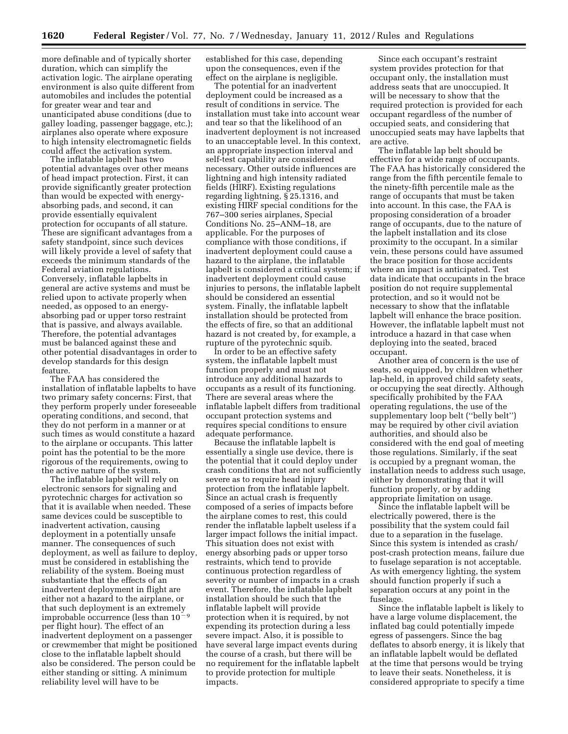more definable and of typically shorter duration, which can simplify the activation logic. The airplane operating environment is also quite different from automobiles and includes the potential for greater wear and tear and unanticipated abuse conditions (due to galley loading, passenger baggage, etc.); airplanes also operate where exposure to high intensity electromagnetic fields could affect the activation system.

The inflatable lapbelt has two potential advantages over other means of head impact protection. First, it can provide significantly greater protection than would be expected with energy-absorbing pads, and second, it can provide essentially equivalent protection for occupants of all stature. These are significant advantages from a safety standpoint, since such devices will likely provide a level of safety that exceeds the minimum standards of the Federal aviation regulations. Conversely, inflatable lapbelts in general are active systems and must be relied upon to activate properly when needed, as opposed to an energy-absorbing pad or upper torso restraint that is passive, and always available. Therefore, the potential advantages must be balanced against these and other potential disadvantages in order to develop standards for this design feature.

The FAA has considered the installation of inflatable lapbelts to have two primary safety concerns: First, that they perform properly under foreseeable operating conditions, and second, that they do not perform in a manner or at such times as would constitute a hazard to the airplane or occupants. This latter point has the potential to be the more rigorous of the requirements, owing to the active nature of the system.

The inflatable lapbelt will rely on electronic sensors for signaling and pyrotechnic charges for activation so that it is available when needed. These same devices could be susceptible to inadvertent activation, causing deployment in a potentially unsafe manner. The consequences of such deployment, as well as failure to deploy, must be considered in establishing the reliability of the system. Boeing must substantiate that the effects of an inadvertent deployment in flight are either not a hazard to the airplane, or that such deployment is an extremely improbable occurrence (less than $10^{-9}$ per flight hour). The effect of an inadvertent deployment on a passenger or crewmember that might be positioned close to the inflatable lapbelt should also be considered. The person could be either standing or sitting. A minimum reliability level will have to be established for this case, depending upon the consequences, even if the effect on the airplane is negligible.

The potential for an inadvertent deployment could be increased as a result of conditions in service. The installation must take into account wear and tear so that the likelihood of an inadvertent deployment is not increased to an unacceptable level. In this context, an appropriate inspection interval and self-test capability are considered necessary. Other outside influences are lightning and high intensity radiated fields (HIRF). Existing regulations regarding lightning, § 25.1316, and existing HIRF special conditions for the 767–300 series airplanes, Special Conditions No. 25–ANM–18, are applicable. For the purposes of compliance with those conditions, if inadvertent deployment could cause a hazard to the airplane, the inflatable lapbelt is considered a critical system; if inadvertent deployment could cause injuries to persons, the inflatable lapbelt should be considered an essential system. Finally, the inflatable lapbelt installation should be protected from the effects of fire, so that an additional hazard is not created by, for example, a rupture of the pyrotechnic squib.

In order to be an effective safety system, the inflatable lapbelt must function properly and must not introduce any additional hazards to occupants as a result of its functioning. There are several areas where the inflatable lapbelt differs from traditional occupant protection systems and requires special conditions to ensure adequate performance.

Because the inflatable lapbelt is essentially a single use device, there is the potential that it could deploy under crash conditions that are not sufficiently severe as to require head injury protection from the inflatable lapbelt. Since an actual crash is frequently composed of a series of impacts before the airplane comes to rest, this could render the inflatable lapbelt useless if a larger impact follows the initial impact. This situation does not exist with energy absorbing pads or upper torso restraints, which tend to provide continuous protection regardless of severity or number of impacts in a crash event. Therefore, the inflatable lapbelt installation should be such that the inflatable lapbelt will provide protection when it is required, by not expending its protection during a less severe impact. Also, it is possible to have several large impact events during the course of a crash, but there will be no requirement for the inflatable lapbelt to provide protection for multiple impacts.

Since each occupant's restraint system provides protection for that occupant only, the installation must address seats that are unoccupied. It will be necessary to show that the required protection is provided for each occupant regardless of the number of occupied seats, and considering that unoccupied seats may have lapbelts that are active.

The inflatable lap belt should be effective for a wide range of occupants. The FAA has historically considered the range from the fifth percentile female to the ninety-fifth percentile male as the range of occupants that must be taken into account. In this case, the FAA is proposing consideration of a broader range of occupants, due to the nature of the lapbelt installation and its close proximity to the occupant. In a similar vein, these persons could have assumed the brace position for those accidents where an impact is anticipated. Test data indicate that occupants in the brace position do not require supplemental protection, and so it would not be necessary to show that the inflatable lapbelt will enhance the brace position. However, the inflatable lapbelt must not introduce a hazard in that case when deploying into the seated, braced occupant.

Another area of concern is the use of seats, so equipped, by children whether lap-held, in approved child safety seats, or occupying the seat directly. Although specifically prohibited by the FAA operating regulations, the use of the supplementary loop belt (''belly belt'') may be required by other civil aviation authorities, and should also be considered with the end goal of meeting those regulations. Similarly, if the seat is occupied by a pregnant woman, the installation needs to address such usage, either by demonstrating that it will function properly, or by adding appropriate limitation on usage.

Since the inflatable lapbelt will be electrically powered, there is the possibility that the system could fail due to a separation in the fuselage. Since this system is intended as crash/post-crash protection means, failure due to fuselage separation is not acceptable. As with emergency lighting, the system should function properly if such a separation occurs at any point in the fuselage.

Since the inflatable lapbelt is likely to have a large volume displacement, the inflated bag could potentially impede egress of passengers. Since the bag deflates to absorb energy, it is likely that an inflatable lapbelt would be deflated at the time that persons would be trying to leave their seats. Nonetheless, it is considered appropriate to specify a time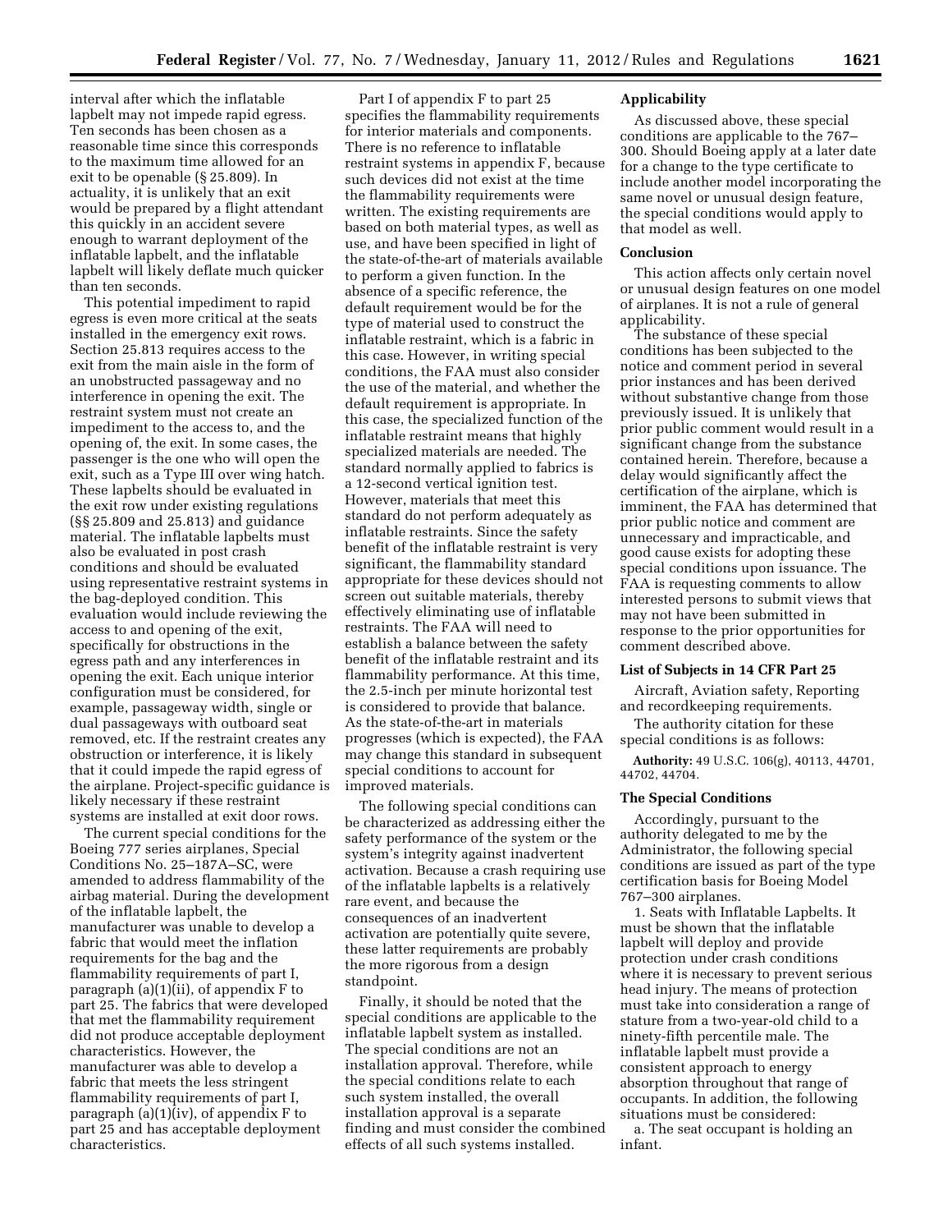interval after which the inflatable lapbelt may not impede rapid egress. Ten seconds has been chosen as a reasonable time since this corresponds to the maximum time allowed for an exit to be openable (§ 25.809). In actuality, it is unlikely that an exit would be prepared by a flight attendant this quickly in an accident severe enough to warrant deployment of the inflatable lapbelt, and the inflatable lapbelt will likely deflate much quicker than ten seconds.

This potential impediment to rapid egress is even more critical at the seats installed in the emergency exit rows. Section 25.813 requires access to the exit from the main aisle in the form of an unobstructed passageway and no interference in opening the exit. The restraint system must not create an impediment to the access to, and the opening of, the exit. In some cases, the passenger is the one who will open the exit, such as a Type III over wing hatch. These lapbelts should be evaluated in the exit row under existing regulations (§§ 25.809 and 25.813) and guidance material. The inflatable lapbelts must also be evaluated in post crash conditions and should be evaluated using representative restraint systems in the bag-deployed condition. This evaluation would include reviewing the access to and opening of the exit, specifically for obstructions in the egress path and any interferences in opening the exit. Each unique interior configuration must be considered, for example, passageway width, single or dual passageways with outboard seat removed, etc. If the restraint creates any obstruction or interference, it is likely that it could impede the rapid egress of the airplane. Project-specific guidance is likely necessary if these restraint systems are installed at exit door rows.

The current special conditions for the Boeing 777 series airplanes, Special Conditions No. 25–187A–SC, were amended to address flammability of the airbag material. During the development of the inflatable lapbelt, the manufacturer was unable to develop a fabric that would meet the inflation requirements for the bag and the flammability requirements of part I, paragraph (a)(1)(ii), of appendix F to part 25. The fabrics that were developed that met the flammability requirement did not produce acceptable deployment characteristics. However, the manufacturer was able to develop a fabric that meets the less stringent flammability requirements of part I, paragraph (a)(1)(iv), of appendix F to part 25 and has acceptable deployment characteristics.

Part I of appendix F to part 25 specifies the flammability requirements for interior materials and components. There is no reference to inflatable restraint systems in appendix F, because such devices did not exist at the time the flammability requirements were written. The existing requirements are based on both material types, as well as use, and have been specified in light of the state-of-the-art of materials available to perform a given function. In the absence of a specific reference, the default requirement would be for the type of material used to construct the inflatable restraint, which is a fabric in this case. However, in writing special conditions, the FAA must also consider the use of the material, and whether the default requirement is appropriate. In this case, the specialized function of the inflatable restraint means that highly specialized materials are needed. The standard normally applied to fabrics is a 12-second vertical ignition test. However, materials that meet this standard do not perform adequately as inflatable restraints. Since the safety benefit of the inflatable restraint is very significant, the flammability standard appropriate for these devices should not screen out suitable materials, thereby effectively eliminating use of inflatable restraints. The FAA will need to establish a balance between the safety benefit of the inflatable restraint and its flammability performance. At this time, the 2.5-inch per minute horizontal test is considered to provide that balance. As the state-of-the-art in materials progresses (which is expected), the FAA may change this standard in subsequent special conditions to account for improved materials.

The following special conditions can be characterized as addressing either the safety performance of the system or the system's integrity against inadvertent activation. Because a crash requiring use of the inflatable lapbelts is a relatively rare event, and because the consequences of an inadvertent activation are potentially quite severe, these latter requirements are probably the more rigorous from a design standpoint.

Finally, it should be noted that the special conditions are applicable to the inflatable lapbelt system as installed. The special conditions are not an installation approval. Therefore, while the special conditions relate to each such system installed, the overall installation approval is a separate finding and must consider the combined effects of all such systems installed.

### Applicability

As discussed above, these special conditions are applicable to the 767–300. Should Boeing apply at a later date for a change to the type certificate to include another model incorporating the same novel or unusual design feature, the special conditions would apply to that model as well.

### Conclusion

This action affects only certain novel or unusual design features on one model of airplanes. It is not a rule of general applicability.

The substance of these special conditions has been subjected to the notice and comment period in several prior instances and has been derived without substantive change from those previously issued. It is unlikely that prior public comment would result in a significant change from the substance contained herein. Therefore, because a delay would significantly affect the certification of the airplane, which is imminent, the FAA has determined that prior public notice and comment are unnecessary and impracticable, and good cause exists for adopting these special conditions upon issuance. The FAA is requesting comments to allow interested persons to submit views that may not have been submitted in response to the prior opportunities for comment described above.

### List of Subjects in 14 CFR Part 25

Aircraft, Aviation safety, Reporting and recordkeeping requirements.

The authority citation for these special conditions is as follows:

**Authority:** 49 U.S.C. 106(g), 40113, 44701, 44702, 44704.

### The Special Conditions

Accordingly, pursuant to the authority delegated to me by the Administrator, the following special conditions are issued as part of the type certification basis for Boeing Model 767–300 airplanes.

1. Seats with Inflatable Lapbelts. It must be shown that the inflatable lapbelt will deploy and provide protection under crash conditions where it is necessary to prevent serious head injury. The means of protection must take into consideration a range of stature from a two-year-old child to a ninety-fifth percentile male. The inflatable lapbelt must provide a consistent approach to energy absorption throughout that range of occupants. In addition, the following situations must be considered:

a. The seat occupant is holding an infant.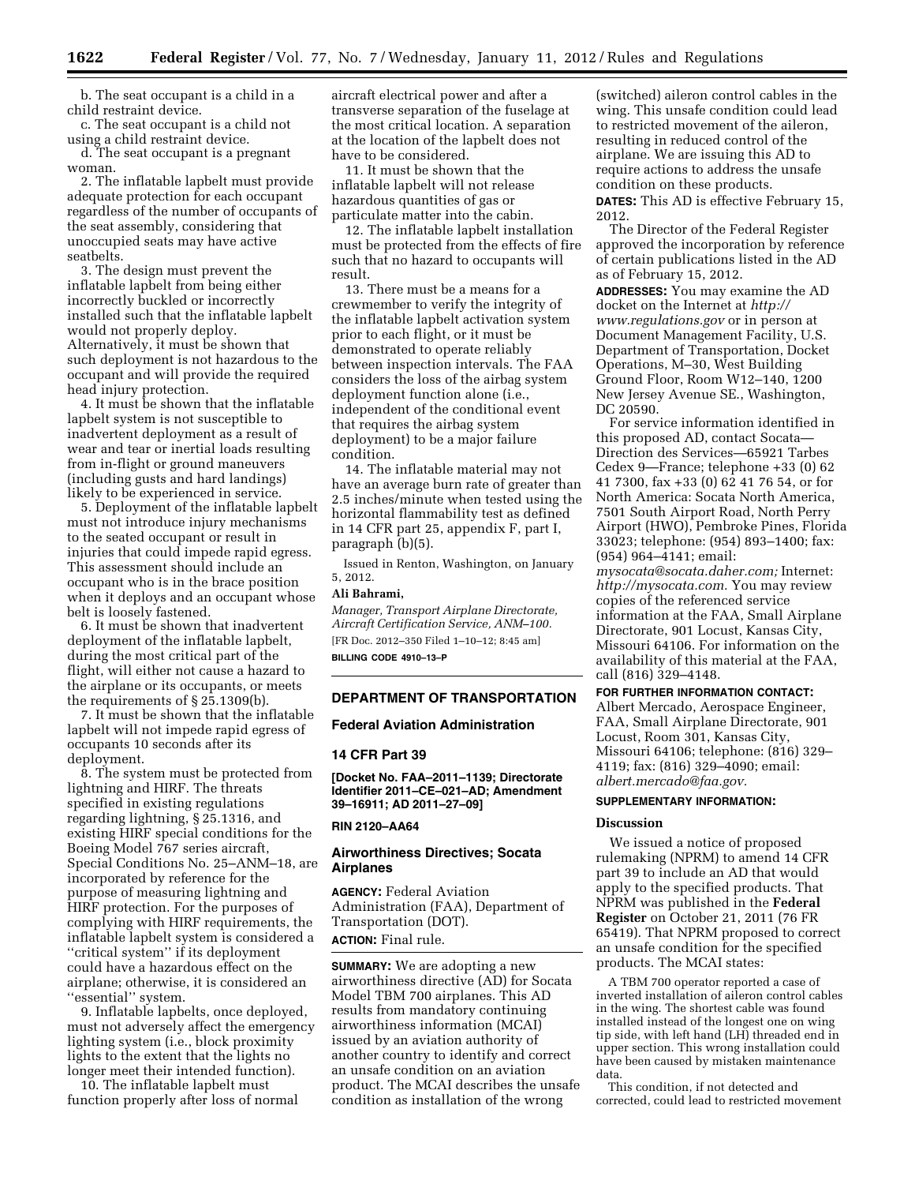b. The seat occupant is a child in a child restraint device.

c. The seat occupant is a child not using a child restraint device.

d. The seat occupant is a pregnant woman.

2. The inflatable lapbelt must provide adequate protection for each occupant regardless of the number of occupants of the seat assembly, considering that unoccupied seats may have active seatbelts.

3. The design must prevent the inflatable lapbelt from being either incorrectly buckled or incorrectly installed such that the inflatable lapbelt would not properly deploy. Alternatively, it must be shown that such deployment is not hazardous to the occupant and will provide the required head injury protection.

4. It must be shown that the inflatable lapbelt system is not susceptible to inadvertent deployment as a result of wear and tear or inertial loads resulting from in-flight or ground maneuvers (including gusts and hard landings) likely to be experienced in service.

5. Deployment of the inflatable lapbelt must not introduce injury mechanisms to the seated occupant or result in injuries that could impede rapid egress. This assessment should include an occupant who is in the brace position when it deploys and an occupant whose belt is loosely fastened.

6. It must be shown that inadvertent deployment of the inflatable lapbelt, during the most critical part of the flight, will either not cause a hazard to the airplane or its occupants, or meets the requirements of § 25.1309(b).

7. It must be shown that the inflatable lapbelt will not impede rapid egress of occupants 10 seconds after its deployment.

8. The system must be protected from lightning and HIRF. The threats specified in existing regulations regarding lightning, § 25.1316, and existing HIRF special conditions for the Boeing Model 767 series aircraft, Special Conditions No. 25–ANM–18, are incorporated by reference for the purpose of measuring lightning and HIRF protection. For the purposes of complying with HIRF requirements, the inflatable lapbelt system is considered a ''critical system'' if its deployment could have a hazardous effect on the airplane; otherwise, it is considered an ''essential'' system.

9. Inflatable lapbelts, once deployed, must not adversely affect the emergency lighting system (i.e., block proximity lights to the extent that the lights no longer meet their intended function).

10. The inflatable lapbelt must function properly after loss of normal aircraft electrical power and after a transverse separation of the fuselage at the most critical location. A separation at the location of the lapbelt does not have to be considered.

11. It must be shown that the inflatable lapbelt will not release hazardous quantities of gas or particulate matter into the cabin.

12. The inflatable lapbelt installation must be protected from the effects of fire such that no hazard to occupants will result.

13. There must be a means for a crewmember to verify the integrity of the inflatable lapbelt activation system prior to each flight, or it must be demonstrated to operate reliably between inspection intervals. The FAA considers the loss of the airbag system deployment function alone (i.e., independent of the conditional event that requires the airbag system deployment) to be a major failure condition.

14. The inflatable material may not have an average burn rate of greater than 2.5 inches/minute when tested using the horizontal flammability test as defined in 14 CFR part 25, appendix F, part I, paragraph (b)(5).

Issued in Renton, Washington, on January 5, 2012.

**Ali Bahrami,**

*Manager, Transport Airplane Directorate, Aircraft Certification Service, ANM–100.*

[FR Doc. 2012–350 Filed 1–10–12; 8:45 am]

**BILLING CODE 4910–13–P**

---

## DEPARTMENT OF TRANSPORTATION

### Federal Aviation Administration

### 14 CFR Part 39

**[Docket No. FAA–2011–1139; Directorate Identifier 2011–CE–021–AD; Amendment 39–16911; AD 2011–27–09]**

**RIN 2120–AA64**

### Airworthiness Directives; Socata Airplanes

**AGENCY:** Federal Aviation Administration (FAA), Department of Transportation (DOT).

**ACTION:** Final rule.

**SUMMARY:** We are adopting a new airworthiness directive (AD) for Socata Model TBM 700 airplanes. This AD results from mandatory continuing airworthiness information (MCAI) issued by an aviation authority of another country to identify and correct an unsafe condition on an aviation product. The MCAI describes the unsafe condition as installation of the wrong (switched) aileron control cables in the wing. This unsafe condition could lead to restricted movement of the aileron, resulting in reduced control of the airplane. We are issuing this AD to require actions to address the unsafe condition on these products.

**DATES:** This AD is effective February 15, 2012.

The Director of the Federal Register approved the incorporation by reference of certain publications listed in the AD as of February 15, 2012.

**ADDRESSES:** You may examine the AD docket on the Internet at *http://www.regulations.gov* or in person at Document Management Facility, U.S. Department of Transportation, Docket Operations, M–30, West Building Ground Floor, Room W12–140, 1200 New Jersey Avenue SE., Washington, DC 20590.

For service information identified in this proposed AD, contact Socata—Direction des Services—65921 Tarbes Cedex 9—France; telephone +33 (0) 62 41 7300, fax +33 (0) 62 41 76 54, or for North America: Socata North America, 7501 South Airport Road, North Perry Airport (HWO), Pembroke Pines, Florida 33023; telephone: (954) 893–1400; fax: (954) 964–4141; email: *mysocata@socata.daher.com;* Internet: *http://mysocata.com.* You may review copies of the referenced service information at the FAA, Small Airplane Directorate, 901 Locust, Kansas City, Missouri 64106. For information on the availability of this material at the FAA, call (816) 329–4148.

**FOR FURTHER INFORMATION CONTACT:** Albert Mercado, Aerospace Engineer, FAA, Small Airplane Directorate, 901 Locust, Room 301, Kansas City, Missouri 64106; telephone: (816) 329–4119; fax: (816) 329–4090; email: *albert.mercado@faa.gov.*

**SUPPLEMENTARY INFORMATION:**

#### Discussion

We issued a notice of proposed rulemaking (NPRM) to amend 14 CFR part 39 to include an AD that would apply to the specified products. That NPRM was published in the **Federal Register** on October 21, 2011 (76 FR 65419). That NPRM proposed to correct an unsafe condition for the specified products. The MCAI states:

> A TBM 700 operator reported a case of inverted installation of aileron control cables in the wing. The shortest cable was found installed instead of the longest one on wing tip side, with left hand (LH) threaded end in upper section. This wrong installation could have been caused by mistaken maintenance data.
>
> This condition, if not detected and corrected, could lead to restricted movement